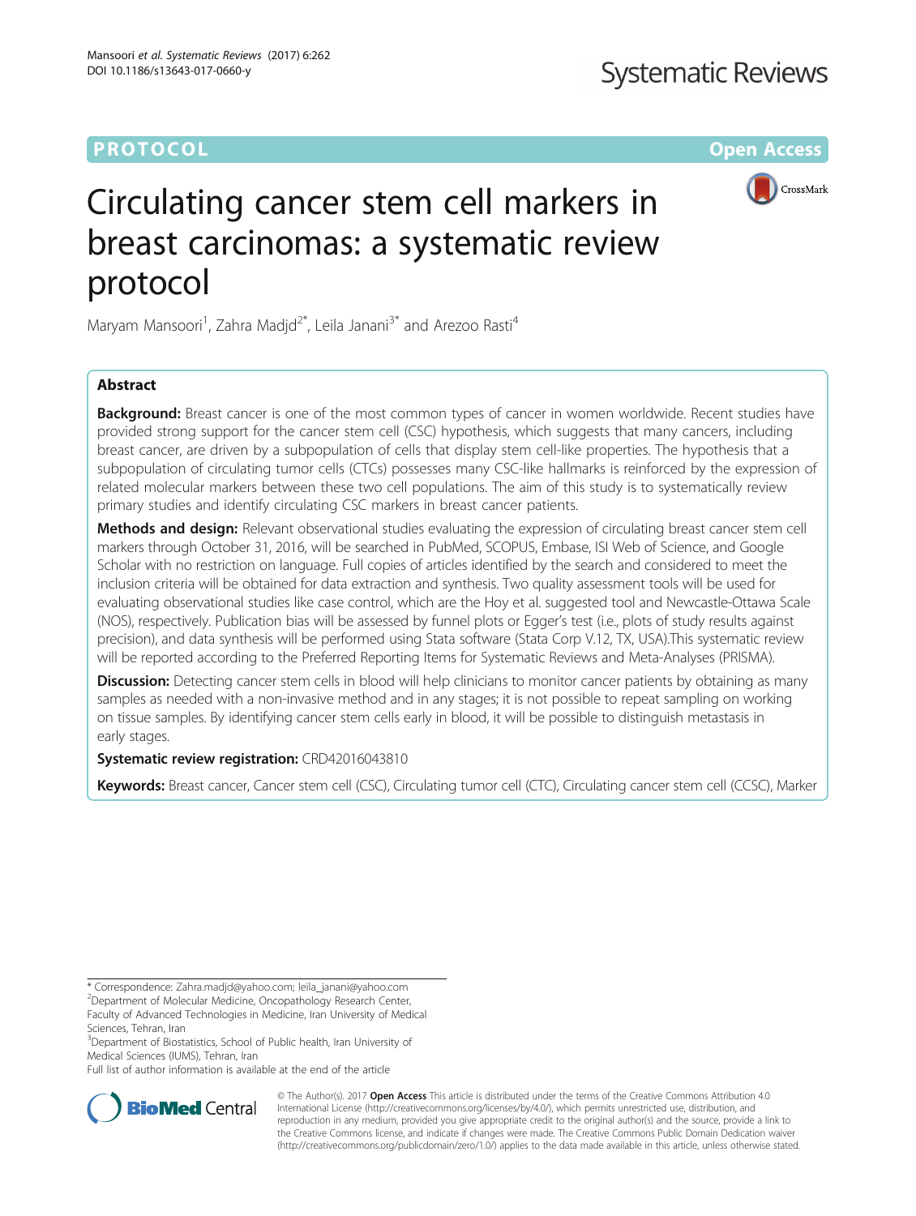PROTOCOL

Open Access

# Circulating cancer stem cell markers in breast carcinomas: a systematic review protocol

Maryam Mansoori[1], Zahra Madjd[2*], Leila Janani[3*] and Arezoo Rasti[4]

## Abstract

**Background:** Breast cancer is one of the most common types of cancer in women worldwide. Recent studies have provided strong support for the cancer stem cell (CSC) hypothesis, which suggests that many cancers, including breast cancer, are driven by a subpopulation of cells that display stem cell-like properties. The hypothesis that a subpopulation of circulating tumor cells (CTCs) possesses many CSC-like hallmarks is reinforced by the expression of related molecular markers between these two cell populations. The aim of this study is to systematically review primary studies and identify circulating CSC markers in breast cancer patients.

**Methods and design:** Relevant observational studies evaluating the expression of circulating breast cancer stem cell markers through October 31, 2016, will be searched in PubMed, SCOPUS, Embase, ISI Web of Science, and Google Scholar with no restriction on language. Full copies of articles identified by the search and considered to meet the inclusion criteria will be obtained for data extraction and synthesis. Two quality assessment tools will be used for evaluating observational studies like case control, which are the Hoy et al. suggested tool and Newcastle-Ottawa Scale (NOS), respectively. Publication bias will be assessed by funnel plots or Egger's test (i.e., plots of study results against precision), and data synthesis will be performed using Stata software (Stata Corp V.12, TX, USA).This systematic review will be reported according to the Preferred Reporting Items for Systematic Reviews and Meta-Analyses (PRISMA).

**Discussion:** Detecting cancer stem cells in blood will help clinicians to monitor cancer patients by obtaining as many samples as needed with a non-invasive method and in any stages; it is not possible to repeat sampling on working on tissue samples. By identifying cancer stem cells early in blood, it will be possible to distinguish metastasis in early stages.

**Systematic review registration:** CRD42016043810

**Keywords:** Breast cancer, Cancer stem cell (CSC), Circulating tumor cell (CTC), Circulating cancer stem cell (CCSC), Marker

---

\* Correspondence: Zahra.madjd@yahoo.com; leila_janani@yahoo.com
[2]Department of Molecular Medicine, Oncopathology Research Center, Faculty of Advanced Technologies in Medicine, Iran University of Medical Sciences, Tehran, Iran
[3]Department of Biostatistics, School of Public health, Iran University of Medical Sciences (IUMS), Tehran, Iran
Full list of author information is available at the end of the article

© The Author(s). 2017 **Open Access** This article is distributed under the terms of the Creative Commons Attribution 4.0 International License (http://creativecommons.org/licenses/by/4.0/), which permits unrestricted use, distribution, and reproduction in any medium, provided you give appropriate credit to the original author(s) and the source, provide a link to the Creative Commons license, and indicate if changes were made. The Creative Commons Public Domain Dedication waiver (http://creativecommons.org/publicdomain/zero/1.0/) applies to the data made available in this article, unless otherwise stated.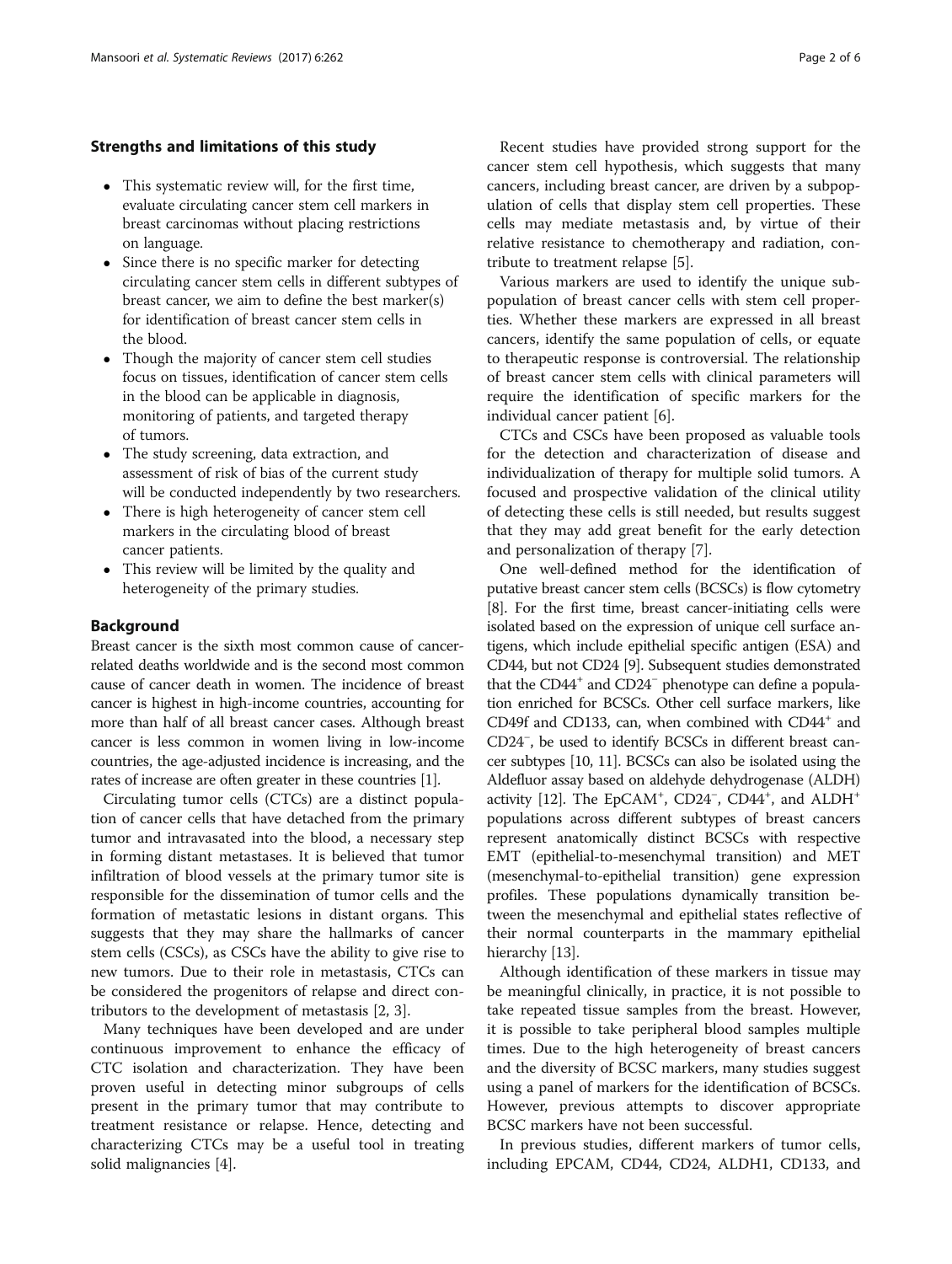### Strengths and limitations of this study

- This systematic review will, for the first time, evaluate circulating cancer stem cell markers in breast carcinomas without placing restrictions on language.
- Since there is no specific marker for detecting circulating cancer stem cells in different subtypes of breast cancer, we aim to define the best marker(s) for identification of breast cancer stem cells in the blood.
- Though the majority of cancer stem cell studies focus on tissues, identification of cancer stem cells in the blood can be applicable in diagnosis, monitoring of patients, and targeted therapy of tumors.
- The study screening, data extraction, and assessment of risk of bias of the current study will be conducted independently by two researchers.
- There is high heterogeneity of cancer stem cell markers in the circulating blood of breast cancer patients.
- This review will be limited by the quality and heterogeneity of the primary studies.

## Background

Breast cancer is the sixth most common cause of cancer-related deaths worldwide and is the second most common cause of cancer death in women. The incidence of breast cancer is highest in high-income countries, accounting for more than half of all breast cancer cases. Although breast cancer is less common in women living in low-income countries, the age-adjusted incidence is increasing, and the rates of increase are often greater in these countries [1].

Circulating tumor cells (CTCs) are a distinct population of cancer cells that have detached from the primary tumor and intravasated into the blood, a necessary step in forming distant metastases. It is believed that tumor infiltration of blood vessels at the primary tumor site is responsible for the dissemination of tumor cells and the formation of metastatic lesions in distant organs. This suggests that they may share the hallmarks of cancer stem cells (CSCs), as CSCs have the ability to give rise to new tumors. Due to their role in metastasis, CTCs can be considered the progenitors of relapse and direct contributors to the development of metastasis [2, 3].

Many techniques have been developed and are under continuous improvement to enhance the efficacy of CTC isolation and characterization. They have been proven useful in detecting minor subgroups of cells present in the primary tumor that may contribute to treatment resistance or relapse. Hence, detecting and characterizing CTCs may be a useful tool in treating solid malignancies [4].

Recent studies have provided strong support for the cancer stem cell hypothesis, which suggests that many cancers, including breast cancer, are driven by a subpopulation of cells that display stem cell properties. These cells may mediate metastasis and, by virtue of their relative resistance to chemotherapy and radiation, contribute to treatment relapse [5].

Various markers are used to identify the unique subpopulation of breast cancer cells with stem cell properties. Whether these markers are expressed in all breast cancers, identify the same population of cells, or equate to therapeutic response is controversial. The relationship of breast cancer stem cells with clinical parameters will require the identification of specific markers for the individual cancer patient [6].

CTCs and CSCs have been proposed as valuable tools for the detection and characterization of disease and individualization of therapy for multiple solid tumors. A focused and prospective validation of the clinical utility of detecting these cells is still needed, but results suggest that they may add great benefit for the early detection and personalization of therapy [7].

One well-defined method for the identification of putative breast cancer stem cells (BCSCs) is flow cytometry [8]. For the first time, breast cancer-initiating cells were isolated based on the expression of unique cell surface antigens, which include epithelial specific antigen (ESA) and CD44, but not CD24 [9]. Subsequent studies demonstrated that the $CD44^{+}$ and $CD24^{-}$ phenotype can define a population enriched for BCSCs. Other cell surface markers, like CD49f and CD133, can, when combined with $CD44^{+}$ and $CD24^{-}$, be used to identify BCSCs in different breast cancer subtypes [10, 11]. BCSCs can also be isolated using the Aldefluor assay based on aldehyde dehydrogenase (ALDH) activity [12]. The $EpCAM^{+}$, $CD24^{-}$, $CD44^{+}$, and $ALDH^{+}$ populations across different subtypes of breast cancers represent anatomically distinct BCSCs with respective EMT (epithelial-to-mesenchymal transition) and MET (mesenchymal-to-epithelial transition) gene expression profiles. These populations dynamically transition between the mesenchymal and epithelial states reflective of their normal counterparts in the mammary epithelial hierarchy [13].

Although identification of these markers in tissue may be meaningful clinically, in practice, it is not possible to take repeated tissue samples from the breast. However, it is possible to take peripheral blood samples multiple times. Due to the high heterogeneity of breast cancers and the diversity of BCSC markers, many studies suggest using a panel of markers for the identification of BCSCs. However, previous attempts to discover appropriate BCSC markers have not been successful.

In previous studies, different markers of tumor cells, including EPCAM, CD44, CD24, ALDH1, CD133, and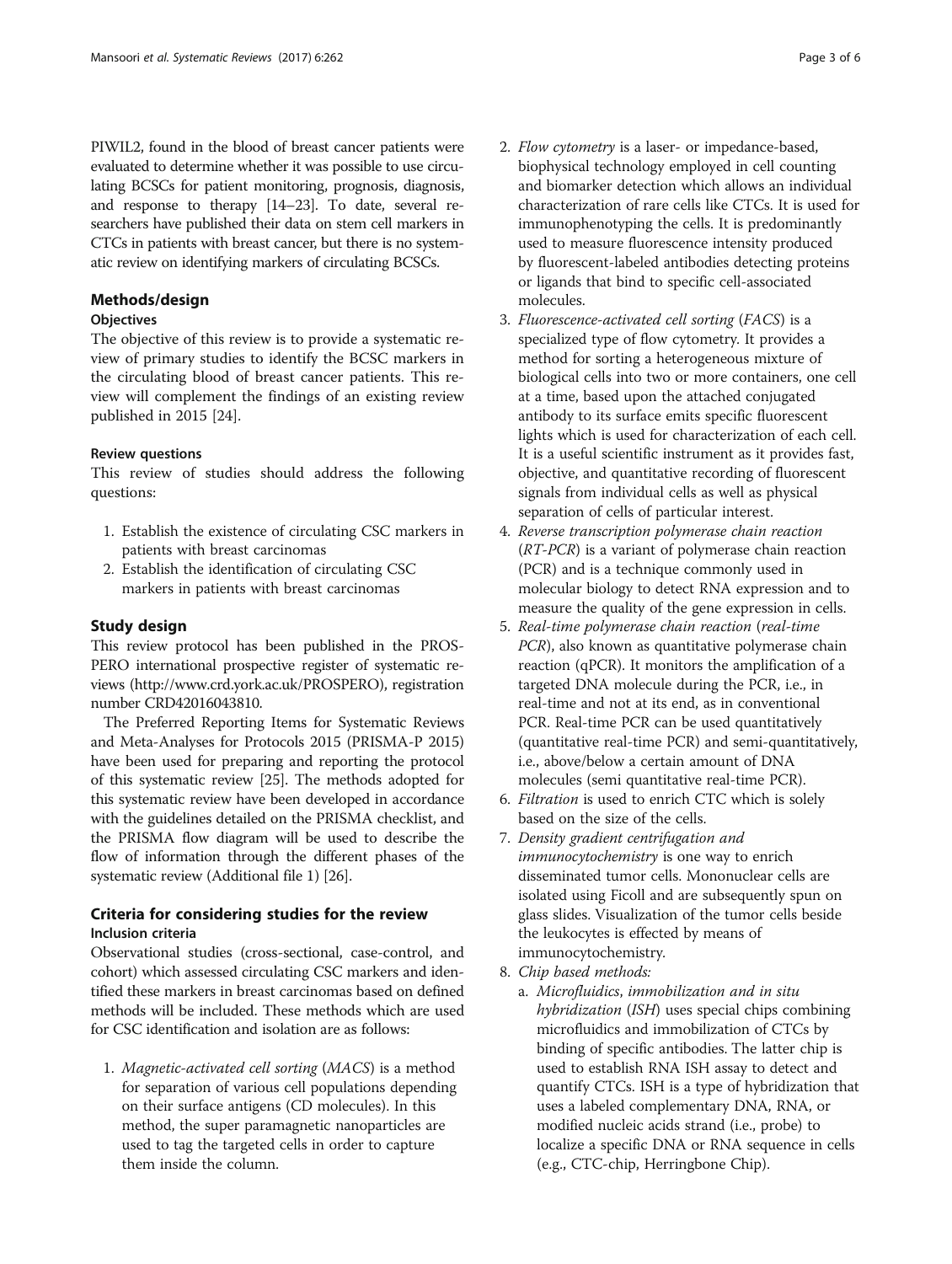PIWIL2, found in the blood of breast cancer patients were evaluated to determine whether it was possible to use circulating BCSCs for patient monitoring, prognosis, diagnosis, and response to therapy [14–23]. To date, several researchers have published their data on stem cell markers in CTCs in patients with breast cancer, but there is no systematic review on identifying markers of circulating BCSCs.

## Methods/design

### Objectives

The objective of this review is to provide a systematic review of primary studies to identify the BCSC markers in the circulating blood of breast cancer patients. This review will complement the findings of an existing review published in 2015 [24].

### Review questions

This review of studies should address the following questions:

1. Establish the existence of circulating CSC markers in patients with breast carcinomas
2. Establish the identification of circulating CSC markers in patients with breast carcinomas

## Study design

This review protocol has been published in the PROSPERO international prospective register of systematic reviews (http://www.crd.york.ac.uk/PROSPERO), registration number CRD42016043810.

The Preferred Reporting Items for Systematic Reviews and Meta-Analyses for Protocols 2015 (PRISMA-P 2015) have been used for preparing and reporting the protocol of this systematic review [25]. The methods adopted for this systematic review have been developed in accordance with the guidelines detailed on the PRISMA checklist, and the PRISMA flow diagram will be used to describe the flow of information through the different phases of the systematic review (Additional file 1) [26].

## Criteria for considering studies for the review

### Inclusion criteria

Observational studies (cross-sectional, case-control, and cohort) which assessed circulating CSC markers and identified these markers in breast carcinomas based on defined methods will be included. These methods which are used for CSC identification and isolation are as follows:

1. *Magnetic-activated cell sorting* (*MACS*) is a method for separation of various cell populations depending on their surface antigens (CD molecules). In this method, the super paramagnetic nanoparticles are used to tag the targeted cells in order to capture them inside the column.
2. *Flow cytometry* is a laser- or impedance-based, biophysical technology employed in cell counting and biomarker detection which allows an individual characterization of rare cells like CTCs. It is used for immunophenotyping the cells. It is predominantly used to measure fluorescence intensity produced by fluorescent-labeled antibodies detecting proteins or ligands that bind to specific cell-associated molecules.
3. *Fluorescence-activated cell sorting* (*FACS*) is a specialized type of flow cytometry. It provides a method for sorting a heterogeneous mixture of biological cells into two or more containers, one cell at a time, based upon the attached conjugated antibody to its surface emits specific fluorescent lights which is used for characterization of each cell. It is a useful scientific instrument as it provides fast, objective, and quantitative recording of fluorescent signals from individual cells as well as physical separation of cells of particular interest.
4. *Reverse transcription polymerase chain reaction* (*RT-PCR*) is a variant of polymerase chain reaction (PCR) and is a technique commonly used in molecular biology to detect RNA expression and to measure the quality of the gene expression in cells.
5. *Real-time polymerase chain reaction* (*real-time PCR*), also known as quantitative polymerase chain reaction (qPCR). It monitors the amplification of a targeted DNA molecule during the PCR, i.e., in real-time and not at its end, as in conventional PCR. Real-time PCR can be used quantitatively (quantitative real-time PCR) and semi-quantitatively, i.e., above/below a certain amount of DNA molecules (semi quantitative real-time PCR).
6. *Filtration* is used to enrich CTC which is solely based on the size of the cells.
7. *Density gradient centrifugation and immunocytochemistry* is one way to enrich disseminated tumor cells. Mononuclear cells are isolated using Ficoll and are subsequently spun on glass slides. Visualization of the tumor cells beside the leukocytes is effected by means of immunocytochemistry.
8. *Chip based methods:*
   a. *Microfluidics*, *immobilization and in situ hybridization* (*ISH*) uses special chips combining microfluidics and immobilization of CTCs by binding of specific antibodies. The latter chip is used to establish RNA ISH assay to detect and quantify CTCs. ISH is a type of hybridization that uses a labeled complementary DNA, RNA, or modified nucleic acids strand (i.e., probe) to localize a specific DNA or RNA sequence in cells (e.g., CTC-chip, Herringbone Chip).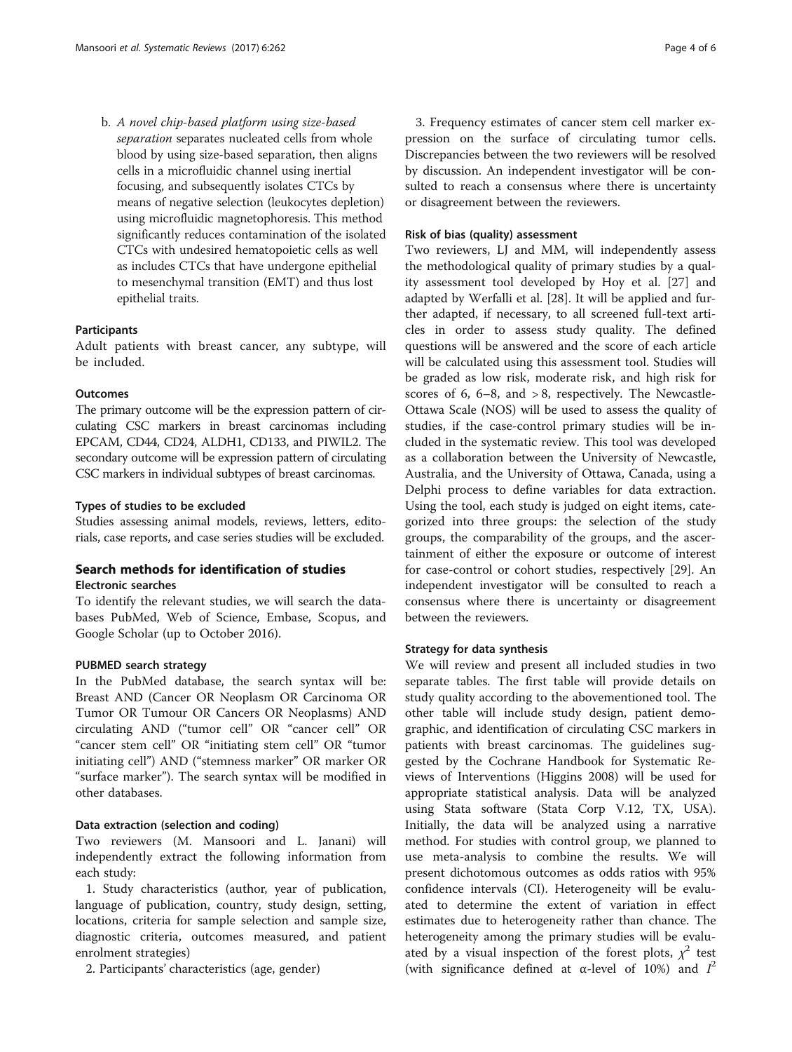b. *A novel chip-based platform using size-based separation* separates nucleated cells from whole blood by using size-based separation, then aligns cells in a microfluidic channel using inertial focusing, and subsequently isolates CTCs by means of negative selection (leukocytes depletion) using microfluidic magnetophoresis. This method significantly reduces contamination of the isolated CTCs with undesired hematopoietic cells as well as includes CTCs that have undergone epithelial to mesenchymal transition (EMT) and thus lost epithelial traits.

#### Participants

Adult patients with breast cancer, any subtype, will be included.

#### Outcomes

The primary outcome will be the expression pattern of circulating CSC markers in breast carcinomas including EPCAM, CD44, CD24, ALDH1, CD133, and PIWIL2. The secondary outcome will be expression pattern of circulating CSC markers in individual subtypes of breast carcinomas.

#### Types of studies to be excluded

Studies assessing animal models, reviews, letters, editorials, case reports, and case series studies will be excluded.

## Search methods for identification of studies

### Electronic searches

To identify the relevant studies, we will search the databases PubMed, Web of Science, Embase, Scopus, and Google Scholar (up to October 2016).

#### PUBMED search strategy

In the PubMed database, the search syntax will be: Breast AND (Cancer OR Neoplasm OR Carcinoma OR Tumor OR Tumour OR Cancers OR Neoplasms) AND circulating AND ("tumor cell" OR "cancer cell" OR "cancer stem cell" OR "initiating stem cell" OR "tumor initiating cell") AND ("stemness marker" OR marker OR "surface marker"). The search syntax will be modified in other databases.

#### Data extraction (selection and coding)

Two reviewers (M. Mansoori and L. Janani) will independently extract the following information from each study:

1. Study characteristics (author, year of publication, language of publication, country, study design, setting, locations, criteria for sample selection and sample size, diagnostic criteria, outcomes measured, and patient enrolment strategies)

2. Participants' characteristics (age, gender)

3. Frequency estimates of cancer stem cell marker expression on the surface of circulating tumor cells. Discrepancies between the two reviewers will be resolved by discussion. An independent investigator will be consulted to reach a consensus where there is uncertainty or disagreement between the reviewers.

#### Risk of bias (quality) assessment

Two reviewers, LJ and MM, will independently assess the methodological quality of primary studies by a quality assessment tool developed by Hoy et al. [27] and adapted by Werfalli et al. [28]. It will be applied and further adapted, if necessary, to all screened full-text articles in order to assess study quality. The defined questions will be answered and the score of each article will be calculated using this assessment tool. Studies will be graded as low risk, moderate risk, and high risk for scores of 6, 6–8, and > 8, respectively. The Newcastle-Ottawa Scale (NOS) will be used to assess the quality of studies, if the case-control primary studies will be included in the systematic review. This tool was developed as a collaboration between the University of Newcastle, Australia, and the University of Ottawa, Canada, using a Delphi process to define variables for data extraction. Using the tool, each study is judged on eight items, categorized into three groups: the selection of the study groups, the comparability of the groups, and the ascertainment of either the exposure or outcome of interest for case-control or cohort studies, respectively [29]. An independent investigator will be consulted to reach a consensus where there is uncertainty or disagreement between the reviewers.

#### Strategy for data synthesis

We will review and present all included studies in two separate tables. The first table will provide details on study quality according to the abovementioned tool. The other table will include study design, patient demographic, and identification of circulating CSC markers in patients with breast carcinomas. The guidelines suggested by the Cochrane Handbook for Systematic Reviews of Interventions (Higgins 2008) will be used for appropriate statistical analysis. Data will be analyzed using Stata software (Stata Corp V.12, TX, USA). Initially, the data will be analyzed using a narrative method. For studies with control group, we planned to use meta-analysis to combine the results. We will present dichotomous outcomes as odds ratios with 95% confidence intervals (CI). Heterogeneity will be evaluated to determine the extent of variation in effect estimates due to heterogeneity rather than chance. The heterogeneity among the primary studies will be evaluated by a visual inspection of the forest plots, $\chi^2$ test (with significance defined at α-level of 10%) and $I^2$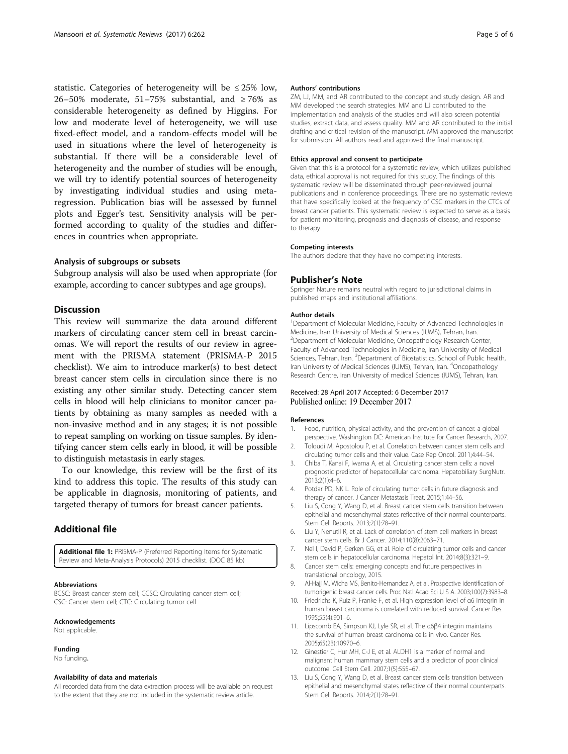statistic. Categories of heterogeneity will be ≤ 25% low, 26–50% moderate, 51–75% substantial, and ≥ 76% as considerable heterogeneity as defined by Higgins. For low and moderate level of heterogeneity, we will use fixed-effect model, and a random-effects model will be used in situations where the level of heterogeneity is substantial. If there will be a considerable level of heterogeneity and the number of studies will be enough, we will try to identify potential sources of heterogeneity by investigating individual studies and using meta-regression. Publication bias will be assessed by funnel plots and Egger's test. Sensitivity analysis will be performed according to quality of the studies and differences in countries when appropriate.

### Analysis of subgroups or subsets

Subgroup analysis will also be used when appropriate (for example, according to cancer subtypes and age groups).

## Discussion

This review will summarize the data around different markers of circulating cancer stem cell in breast carcinomas. We will report the results of our review in agreement with the PRISMA statement (PRISMA-P 2015 checklist). We aim to introduce marker(s) to best detect breast cancer stem cells in circulation since there is no existing any other similar study. Detecting cancer stem cells in blood will help clinicians to monitor cancer patients by obtaining as many samples as needed with a non-invasive method and in any stages; it is not possible to repeat sampling on working on tissue samples. By identifying cancer stem cells early in blood, it will be possible to distinguish metastasis in early stages.

To our knowledge, this review will be the first of its kind to address this topic. The results of this study can be applicable in diagnosis, monitoring of patients, and targeted therapy of tumors for breast cancer patients.

## Additional file

**Additional file 1:** PRISMA-P (Preferred Reporting Items for Systematic Review and Meta-Analysis Protocols) 2015 checklist. (DOC 85 kb)

#### Abbreviations

BCSC: Breast cancer stem cell; CCSC: Circulating cancer stem cell; CSC: Cancer stem cell; CTC: Circulating tumor cell

#### Acknowledgements

Not applicable.

#### Funding

No funding.

#### Availability of data and materials

All recorded data from the data extraction process will be available on request to the extent that they are not included in the systematic review article.

#### Authors' contributions

ZM, LJ, MM, and AR contributed to the concept and study design. AR and MM developed the search strategies. MM and LJ contributed to the implementation and analysis of the studies and will also screen potential studies, extract data, and assess quality. MM and AR contributed to the initial drafting and critical revision of the manuscript. MM approved the manuscript for submission. All authors read and approved the final manuscript.

#### Ethics approval and consent to participate

Given that this is a protocol for a systematic review, which utilizes published data, ethical approval is not required for this study. The findings of this systematic review will be disseminated through peer-reviewed journal publications and in conference proceedings. There are no systematic reviews that have specifically looked at the frequency of CSC markers in the CTCs of breast cancer patients. This systematic review is expected to serve as a basis for patient monitoring, prognosis and diagnosis of disease, and response to therapy.

#### Competing interests

The authors declare that they have no competing interests.

## Publisher's Note

Springer Nature remains neutral with regard to jurisdictional claims in published maps and institutional affiliations.

#### Author details

[1]Department of Molecular Medicine, Faculty of Advanced Technologies in Medicine, Iran University of Medical Sciences (IUMS), Tehran, Iran. [2]Department of Molecular Medicine, Oncopathology Research Center, Faculty of Advanced Technologies in Medicine, Iran University of Medical Sciences, Tehran, Iran. [3]Department of Biostatistics, School of Public health, Iran University of Medical Sciences (IUMS), Tehran, Iran. [4]Oncopathology Research Centre, Iran University of medical Sciences (IUMS), Tehran, Iran.

Received: 28 April 2017 Accepted: 6 December 2017
Published online: 19 December 2017

#### References

1. Food, nutrition, physical activity, and the prevention of cancer: a global perspective. Washington DC: American Institute for Cancer Research, 2007.
2. Toloudi M, Apostolou P, et al. Correlation between cancer stem cells and circulating tumor cells and their value. Case Rep Oncol. 2011;4:44–54.
3. Chiba T, Kanai F, Iwama A, et al. Circulating cancer stem cells: a novel prognostic predictor of hepatocellular carcinoma. Hepatobiliary SurgNutr. 2013;2(1):4–6.
4. Potdar PD, NK L. Role of circulating tumor cells in future diagnosis and therapy of cancer. J Cancer Metastasis Treat. 2015;1:44–56.
5. Liu S, Cong Y, Wang D, et al. Breast cancer stem cells transition between epithelial and mesenchymal states reflective of their normal counterparts. Stem Cell Reports. 2013;2(1):78–91.
6. Liu Y, Nenutil R, et al. Lack of correlation of stem cell markers in breast cancer stem cells. Br J Cancer. 2014;110(8):2063–71.
7. Nel I, David P, Gerken GG, et al. Role of circulating tumor cells and cancer stem cells in hepatocellular carcinoma. Hepatol Int. 2014;8(3):321–9.
8. Cancer stem cells: emerging concepts and future perspectives in translational oncology, 2015.
9. Al-Hajj M, Wicha MS, Benito-Hernandez A, et al. Prospective identification of tumorigenic breast cancer cells. Proc Natl Acad Sci U S A. 2003;100(7):3983–8.
10. Friedrichs K, Ruiz P, Franke F, et al. High expression level of α6 integrin in human breast carcinoma is correlated with reduced survival. Cancer Res. 1995;55(4):901–6.
11. Lipscomb EA, Simpson KJ, Lyle SR, et al. The α6β4 integrin maintains the survival of human breast carcinoma cells in vivo. Cancer Res. 2005;65(23):10970–6.
12. Ginestier C, Hur MH, C-J E, et al. ALDH1 is a marker of normal and malignant human mammary stem cells and a predictor of poor clinical outcome. Cell Stem Cell. 2007;1(5):555–67.
13. Liu S, Cong Y, Wang D, et al. Breast cancer stem cells transition between epithelial and mesenchymal states reflective of their normal counterparts. Stem Cell Reports. 2014;2(1):78–91.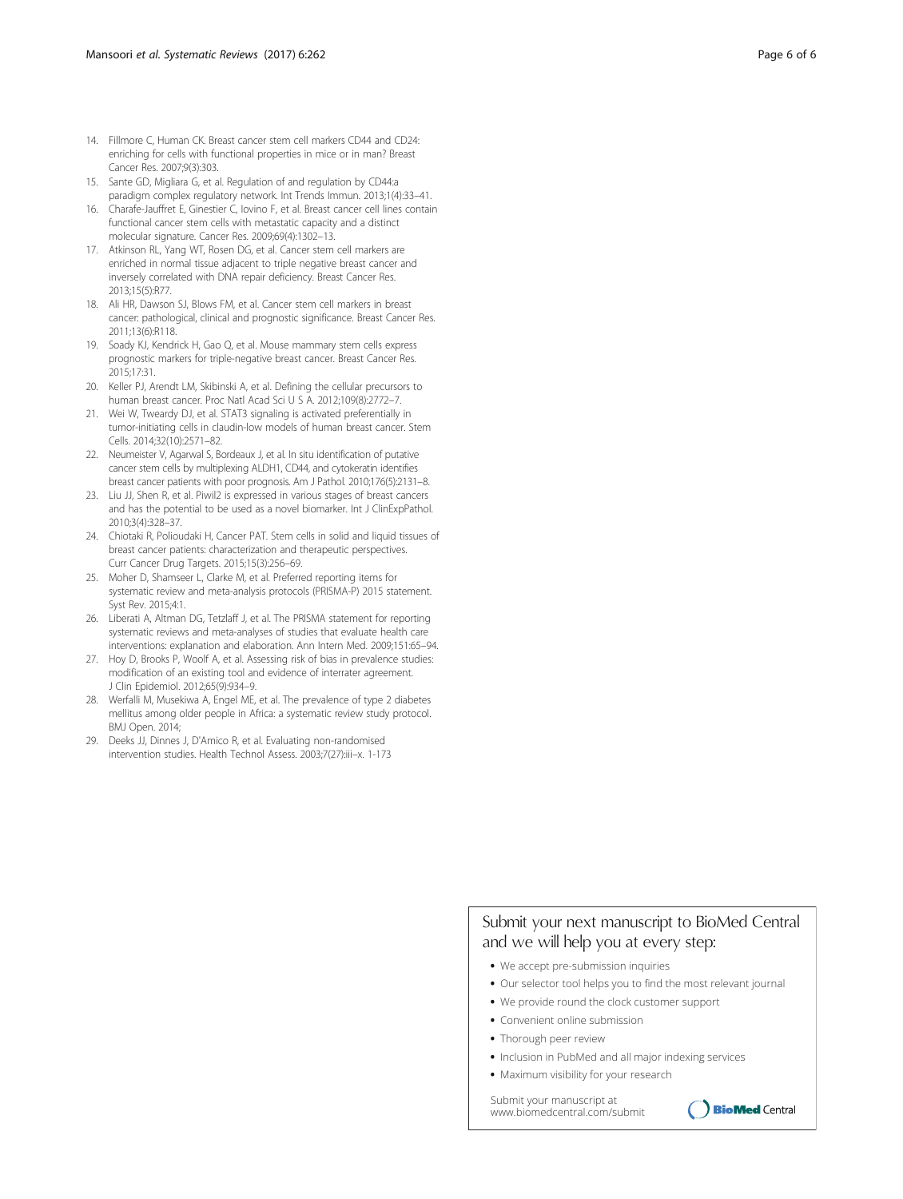14. Fillmore C, Human CK. Breast cancer stem cell markers CD44 and CD24: enriching for cells with functional properties in mice or in man? Breast Cancer Res. 2007;9(3):303.
15. Sante GD, Migliara G, et al. Regulation of and regulation by CD44:a paradigm complex regulatory network. Int Trends Immun. 2013;1(4):33–41.
16. Charafe-Jauffret E, Ginestier C, Iovino F, et al. Breast cancer cell lines contain functional cancer stem cells with metastatic capacity and a distinct molecular signature. Cancer Res. 2009;69(4):1302–13.
17. Atkinson RL, Yang WT, Rosen DG, et al. Cancer stem cell markers are enriched in normal tissue adjacent to triple negative breast cancer and inversely correlated with DNA repair deficiency. Breast Cancer Res. 2013;15(5):R77.
18. Ali HR, Dawson SJ, Blows FM, et al. Cancer stem cell markers in breast cancer: pathological, clinical and prognostic significance. Breast Cancer Res. 2011;13(6):R118.
19. Soady KJ, Kendrick H, Gao Q, et al. Mouse mammary stem cells express prognostic markers for triple-negative breast cancer. Breast Cancer Res. 2015;17:31.
20. Keller PJ, Arendt LM, Skibinski A, et al. Defining the cellular precursors to human breast cancer. Proc Natl Acad Sci U S A. 2012;109(8):2772–7.
21. Wei W, Tweardy DJ, et al. STAT3 signaling is activated preferentially in tumor-initiating cells in claudin-low models of human breast cancer. Stem Cells. 2014;32(10):2571–82.
22. Neumeister V, Agarwal S, Bordeaux J, et al. In situ identification of putative cancer stem cells by multiplexing ALDH1, CD44, and cytokeratin identifies breast cancer patients with poor prognosis. Am J Pathol. 2010;176(5):2131–8.
23. Liu JJ, Shen R, et al. Piwil2 is expressed in various stages of breast cancers and has the potential to be used as a novel biomarker. Int J ClinExpPathol. 2010;3(4):328–37.
24. Chiotaki R, Polioudaki H, Cancer PAT. Stem cells in solid and liquid tissues of breast cancer patients: characterization and therapeutic perspectives. Curr Cancer Drug Targets. 2015;15(3):256–69.
25. Moher D, Shamseer L, Clarke M, et al. Preferred reporting items for systematic review and meta-analysis protocols (PRISMA-P) 2015 statement. Syst Rev. 2015;4:1.
26. Liberati A, Altman DG, Tetzlaff J, et al. The PRISMA statement for reporting systematic reviews and meta-analyses of studies that evaluate health care interventions: explanation and elaboration. Ann Intern Med. 2009;151:65–94.
27. Hoy D, Brooks P, Woolf A, et al. Assessing risk of bias in prevalence studies: modification of an existing tool and evidence of interrater agreement. J Clin Epidemiol. 2012;65(9):934–9.
28. Werfalli M, Musekiwa A, Engel ME, et al. The prevalence of type 2 diabetes mellitus among older people in Africa: a systematic review study protocol. BMJ Open. 2014;
29. Deeks JJ, Dinnes J, D'Amico R, et al. Evaluating non-randomised intervention studies. Health Technol Assess. 2003;7(27):iii–x. 1-173

Submit your next manuscript to BioMed Central and we will help you at every step:

- We accept pre-submission inquiries
- Our selector tool helps you to find the most relevant journal
- We provide round the clock customer support
- Convenient online submission
- Thorough peer review
- Inclusion in PubMed and all major indexing services
- Maximum visibility for your research

Submit your manuscript at www.biomedcentral.com/submit

BioMed Central